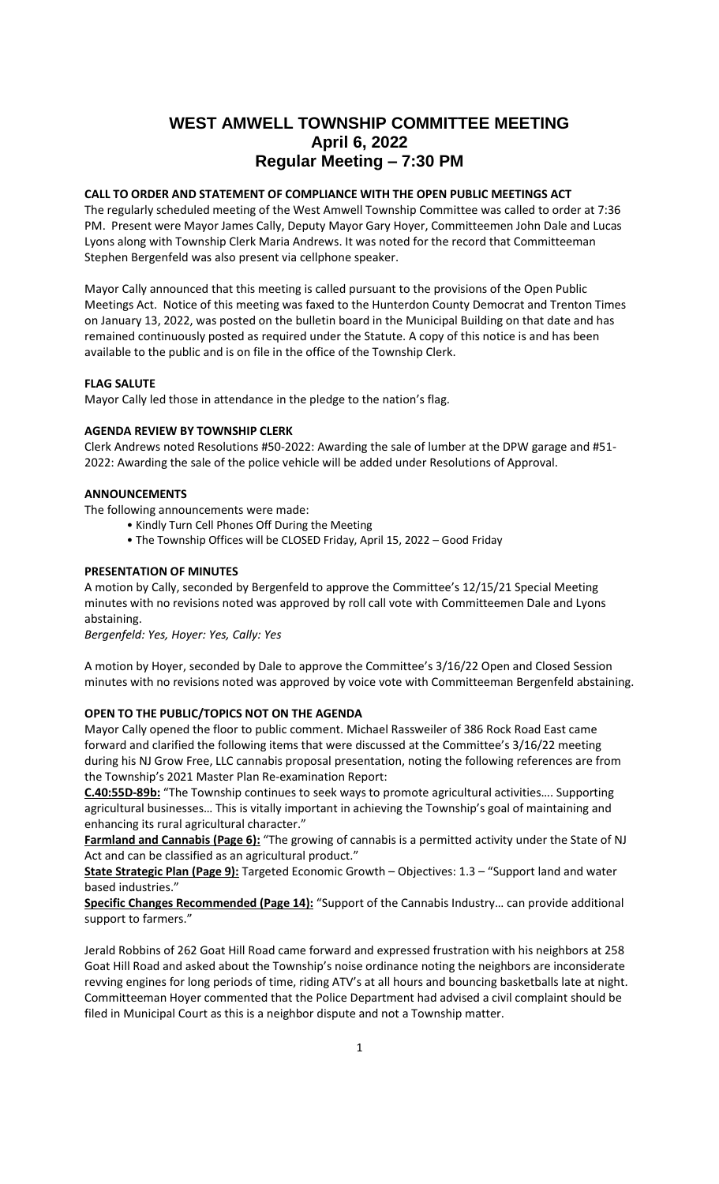# WEST AMWELL TOWNSHIP COMMITTEE MEETING
## April 6, 2022
## Regular Meeting – 7:30 PM

**CALL TO ORDER AND STATEMENT OF COMPLIANCE WITH THE OPEN PUBLIC MEETINGS ACT**

The regularly scheduled meeting of the West Amwell Township Committee was called to order at 7:36 PM. Present were Mayor James Cally, Deputy Mayor Gary Hoyer, Committeemen John Dale and Lucas Lyons along with Township Clerk Maria Andrews. It was noted for the record that Committeeman Stephen Bergenfeld was also present via cellphone speaker.

Mayor Cally announced that this meeting is called pursuant to the provisions of the Open Public Meetings Act. Notice of this meeting was faxed to the Hunterdon County Democrat and Trenton Times on January 13, 2022, was posted on the bulletin board in the Municipal Building on that date and has remained continuously posted as required under the Statute. A copy of this notice is and has been available to the public and is on file in the office of the Township Clerk.

**FLAG SALUTE**

Mayor Cally led those in attendance in the pledge to the nation's flag.

**AGENDA REVIEW BY TOWNSHIP CLERK**

Clerk Andrews noted Resolutions #50-2022: Awarding the sale of lumber at the DPW garage and #51-2022: Awarding the sale of the police vehicle will be added under Resolutions of Approval.

**ANNOUNCEMENTS**

The following announcements were made:

- Kindly Turn Cell Phones Off During the Meeting
- The Township Offices will be CLOSED Friday, April 15, 2022 – Good Friday

**PRESENTATION OF MINUTES**

A motion by Cally, seconded by Bergenfeld to approve the Committee's 12/15/21 Special Meeting minutes with no revisions noted was approved by roll call vote with Committeemen Dale and Lyons abstaining.

*Bergenfeld: Yes, Hoyer: Yes, Cally: Yes*

A motion by Hoyer, seconded by Dale to approve the Committee's 3/16/22 Open and Closed Session minutes with no revisions noted was approved by voice vote with Committeeman Bergenfeld abstaining.

**OPEN TO THE PUBLIC/TOPICS NOT ON THE AGENDA**

Mayor Cally opened the floor to public comment. Michael Rassweiler of 386 Rock Road East came forward and clarified the following items that were discussed at the Committee's 3/16/22 meeting during his NJ Grow Free, LLC cannabis proposal presentation, noting the following references are from the Township's 2021 Master Plan Re-examination Report:

**C.40:55D-89b:** "The Township continues to seek ways to promote agricultural activities…. Supporting agricultural businesses… This is vitally important in achieving the Township's goal of maintaining and enhancing its rural agricultural character."

**Farmland and Cannabis (Page 6):** "The growing of cannabis is a permitted activity under the State of NJ Act and can be classified as an agricultural product."

**State Strategic Plan (Page 9):** Targeted Economic Growth – Objectives: 1.3 – "Support land and water based industries."

**Specific Changes Recommended (Page 14):** "Support of the Cannabis Industry… can provide additional support to farmers."

Jerald Robbins of 262 Goat Hill Road came forward and expressed frustration with his neighbors at 258 Goat Hill Road and asked about the Township's noise ordinance noting the neighbors are inconsiderate revving engines for long periods of time, riding ATV's at all hours and bouncing basketballs late at night. Committeeman Hoyer commented that the Police Department had advised a civil complaint should be filed in Municipal Court as this is a neighbor dispute and not a Township matter.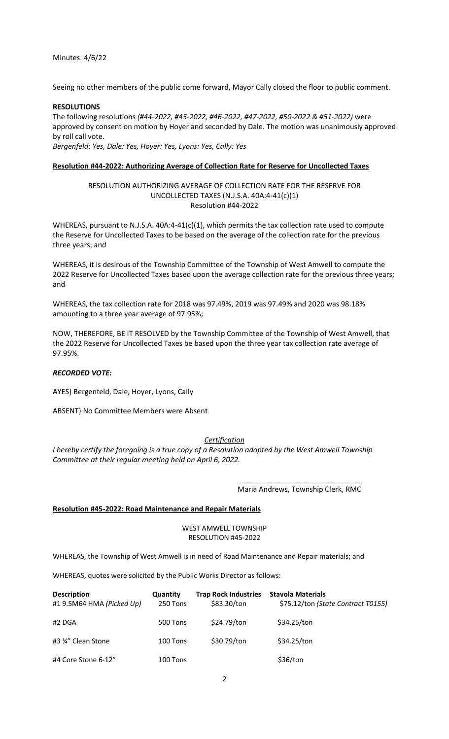Minutes: 4/6/22

Seeing no other members of the public come forward, Mayor Cally closed the floor to public comment.

**RESOLUTIONS**

The following resolutions *(#44-2022, #45-2022, #46-2022, #47-2022, #50-2022 & #51-2022)* were approved by consent on motion by Hoyer and seconded by Dale. The motion was unanimously approved by roll call vote.

*Bergenfeld: Yes, Dale: Yes, Hoyer: Yes, Lyons: Yes, Cally: Yes*

**Resolution #44-2022: Authorizing Average of Collection Rate for Reserve for Uncollected Taxes**

RESOLUTION AUTHORIZING AVERAGE OF COLLECTION RATE FOR THE RESERVE FOR UNCOLLECTED TAXES (N.J.S.A. 40A:4-41(c)(1)
Resolution #44-2022

WHEREAS, pursuant to N.J.S.A. 40A:4-41(c)(1), which permits the tax collection rate used to compute the Reserve for Uncollected Taxes to be based on the average of the collection rate for the previous three years; and

WHEREAS, it is desirous of the Township Committee of the Township of West Amwell to compute the 2022 Reserve for Uncollected Taxes based upon the average collection rate for the previous three years; and

WHEREAS, the tax collection rate for 2018 was 97.49%, 2019 was 97.49% and 2020 was 98.18% amounting to a three year average of 97.95%;

NOW, THEREFORE, BE IT RESOLVED by the Township Committee of the Township of West Amwell, that the 2022 Reserve for Uncollected Taxes be based upon the three year tax collection rate average of 97.95%.

***RECORDED VOTE:***

AYES} Bergenfeld, Dale, Hoyer, Lyons, Cally

ABSENT} No Committee Members were Absent

*Certification*

*I hereby certify the foregoing is a true copy of a Resolution adopted by the West Amwell Township Committee at their regular meeting held on April 6, 2022.*

_______________________________
Maria Andrews, Township Clerk, RMC

**Resolution #45-2022: Road Maintenance and Repair Materials**

WEST AMWELL TOWNSHIP
RESOLUTION #45-2022

WHEREAS, the Township of West Amwell is in need of Road Maintenance and Repair materials; and

WHEREAS, quotes were solicited by the Public Works Director as follows:

| **Description** | **Quantity** | **Trap Rock Industries** | **Stavola Materials** |
|---|---|---|---|
| #1 9.5M64 HMA *(Picked Up)* | 250 Tons | $83.30/ton | $75.12/ton *(State Contract T0155)* |
| #2 DGA | 500 Tons | $24.79/ton | $34.25/ton |
| #3 ¾" Clean Stone | 100 Tons | $30.79/ton | $34.25/ton |
| #4 Core Stone 6-12" | 100 Tons | | $36/ton |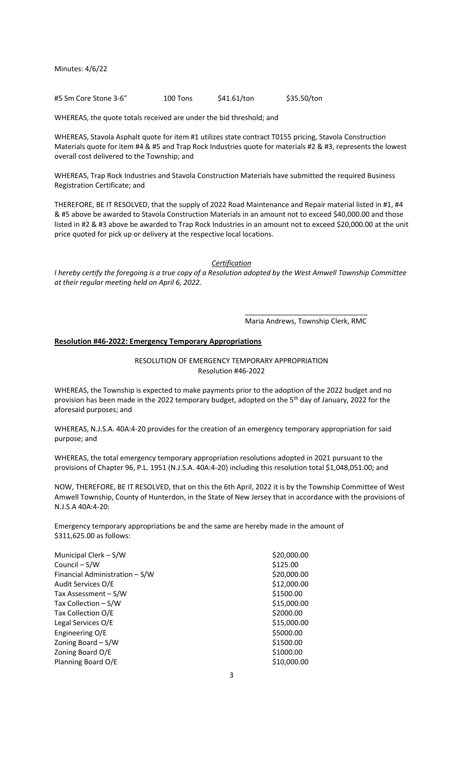Minutes: 4/6/22

| #5 Sm Core Stone 3-6" | 100 Tons | $41.61/ton | $35.50/ton |
|---|---|---|---|

WHEREAS, the quote totals received are under the bid threshold; and

WHEREAS, Stavola Asphalt quote for item #1 utilizes state contract T0155 pricing, Stavola Construction Materials quote for item #4 & #5 and Trap Rock Industries quote for materials #2 & #3, represents the lowest overall cost delivered to the Township; and

WHEREAS, Trap Rock Industries and Stavola Construction Materials have submitted the required Business Registration Certificate; and

THEREFORE, BE IT RESOLVED, that the supply of 2022 Road Maintenance and Repair material listed in #1, #4 & #5 above be awarded to Stavola Construction Materials in an amount not to exceed $40,000.00 and those listed in #2 & #3 above be awarded to Trap Rock Industries in an amount not to exceed $20,000.00 at the unit price quoted for pick up or delivery at the respective local locations.

*Certification*

*I hereby certify the foregoing is a true copy of a Resolution adopted by the West Amwell Township Committee at their regular meeting held on April 6, 2022.*

\_\_\_\_\_\_\_\_\_\_\_\_\_\_\_\_\_\_\_\_\_\_\_\_\_\_\_\_\_\_\_

Maria Andrews, Township Clerk, RMC

**Resolution #46-2022: Emergency Temporary Appropriations**

RESOLUTION OF EMERGENCY TEMPORARY APPROPRIATION
Resolution #46-2022

WHEREAS, the Township is expected to make payments prior to the adoption of the 2022 budget and no provision has been made in the 2022 temporary budget, adopted on the 5th day of January, 2022 for the aforesaid purposes; and

WHEREAS, N.J.S.A. 40A:4-20 provides for the creation of an emergency temporary appropriation for said purpose; and

WHEREAS, the total emergency temporary appropriation resolutions adopted in 2021 pursuant to the provisions of Chapter 96, P.L. 1951 (N.J.S.A. 40A:4-20) including this resolution total $1,048,051.00; and

NOW, THEREFORE, BE IT RESOLVED, that on this the 6th April, 2022 it is by the Township Committee of West Amwell Township, County of Hunterdon, in the State of New Jersey that in accordance with the provisions of N.J.S.A 40A:4-20:

Emergency temporary appropriations be and the same are hereby made in the amount of $311,625.00 as follows:

| | |
|---|---|
| Municipal Clerk – S/W | $20,000.00 |
| Council – S/W | $125.00 |
| Financial Administration – S/W | $20,000.00 |
| Audit Services O/E | $12,000.00 |
| Tax Assessment – S/W | $1500.00 |
| Tax Collection – S/W | $15,000.00 |
| Tax Collection O/E | $2000.00 |
| Legal Services O/E | $15,000.00 |
| Engineering O/E | $5000.00 |
| Zoning Board – S/W | $1500.00 |
| Zoning Board O/E | $1000.00 |
| Planning Board O/E | $10,000.00 |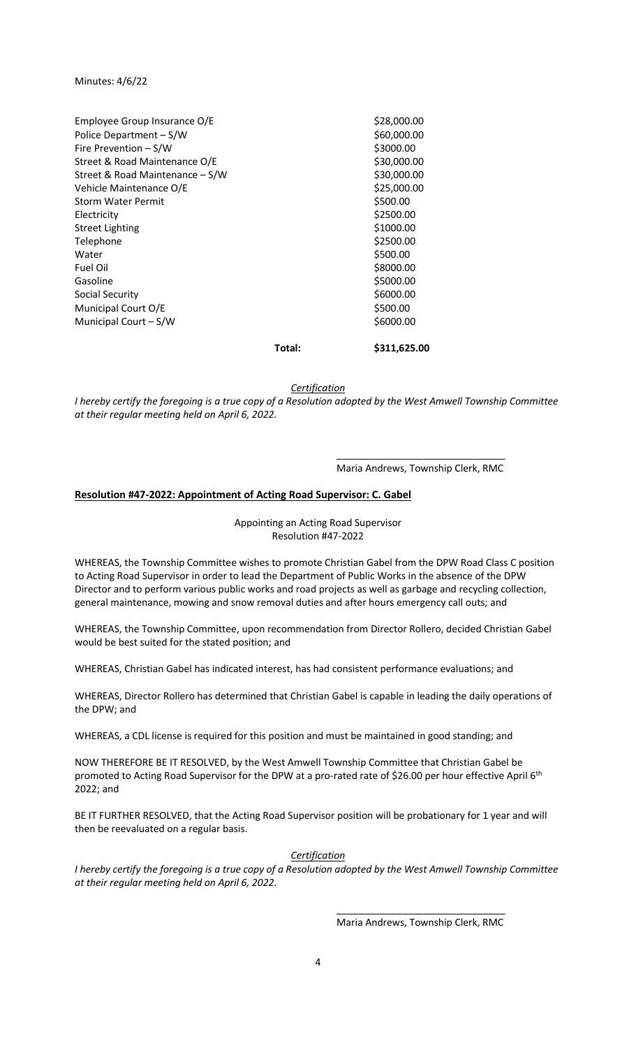Minutes: 4/6/22

| | |
|---|---|
| Employee Group Insurance O/E | \$28,000.00 |
| Police Department – S/W | \$60,000.00 |
| Fire Prevention – S/W | \$3000.00 |
| Street & Road Maintenance O/E | \$30,000.00 |
| Street & Road Maintenance – S/W | \$30,000.00 |
| Vehicle Maintenance O/E | \$25,000.00 |
| Storm Water Permit | \$500.00 |
| Electricity | \$2500.00 |
| Street Lighting | \$1000.00 |
| Telephone | \$2500.00 |
| Water | \$500.00 |
| Fuel Oil | \$8000.00 |
| Gasoline | \$5000.00 |
| Social Security | \$6000.00 |
| Municipal Court O/E | \$500.00 |
| Municipal Court – S/W | \$6000.00 |
| **Total:** | **\$311,625.00** |

*Certification*

*I hereby certify the foregoing is a true copy of a Resolution adopted by the West Amwell Township Committee at their regular meeting held on April 6, 2022.*

\_\_\_\_\_\_\_\_\_\_\_\_\_\_\_\_\_\_\_\_\_\_\_\_\_\_\_\_\_\_\_
Maria Andrews, Township Clerk, RMC

**Resolution #47-2022: Appointment of Acting Road Supervisor: C. Gabel**

Appointing an Acting Road Supervisor
Resolution #47-2022

WHEREAS, the Township Committee wishes to promote Christian Gabel from the DPW Road Class C position to Acting Road Supervisor in order to lead the Department of Public Works in the absence of the DPW Director and to perform various public works and road projects as well as garbage and recycling collection, general maintenance, mowing and snow removal duties and after hours emergency call outs; and

WHEREAS, the Township Committee, upon recommendation from Director Rollero, decided Christian Gabel would be best suited for the stated position; and

WHEREAS, Christian Gabel has indicated interest, has had consistent performance evaluations; and

WHEREAS, Director Rollero has determined that Christian Gabel is capable in leading the daily operations of the DPW; and

WHEREAS, a CDL license is required for this position and must be maintained in good standing; and

NOW THEREFORE BE IT RESOLVED, by the West Amwell Township Committee that Christian Gabel be promoted to Acting Road Supervisor for the DPW at a pro-rated rate of \$26.00 per hour effective April 6th 2022; and

BE IT FURTHER RESOLVED, that the Acting Road Supervisor position will be probationary for 1 year and will then be reevaluated on a regular basis.

*Certification*

*I hereby certify the foregoing is a true copy of a Resolution adopted by the West Amwell Township Committee at their regular meeting held on April 6, 2022.*

\_\_\_\_\_\_\_\_\_\_\_\_\_\_\_\_\_\_\_\_\_\_\_\_\_\_\_\_\_\_\_
Maria Andrews, Township Clerk, RMC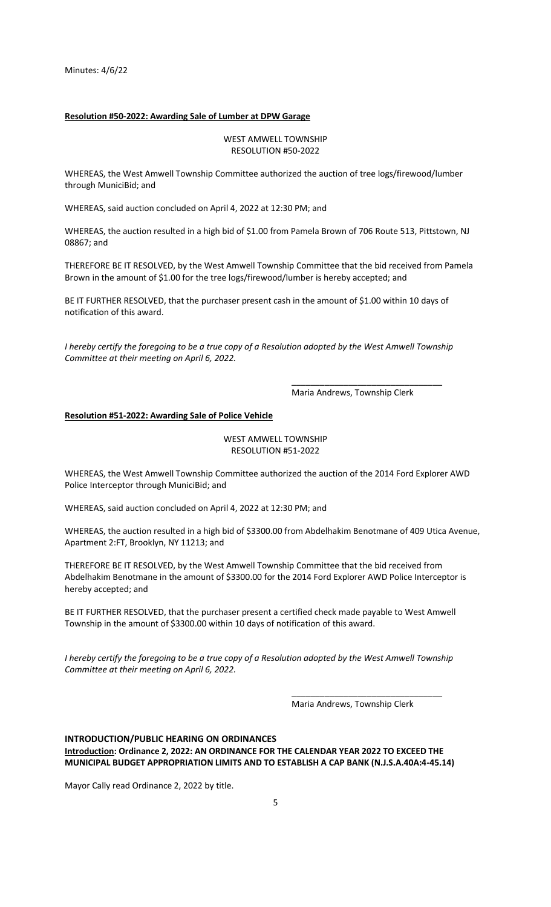Minutes: 4/6/22

**Resolution #50-2022: Awarding Sale of Lumber at DPW Garage**

WEST AMWELL TOWNSHIP
RESOLUTION #50-2022

WHEREAS, the West Amwell Township Committee authorized the auction of tree logs/firewood/lumber through MuniciBid; and

WHEREAS, said auction concluded on April 4, 2022 at 12:30 PM; and

WHEREAS, the auction resulted in a high bid of $1.00 from Pamela Brown of 706 Route 513, Pittstown, NJ 08867; and

THEREFORE BE IT RESOLVED, by the West Amwell Township Committee that the bid received from Pamela Brown in the amount of $1.00 for the tree logs/firewood/lumber is hereby accepted; and

BE IT FURTHER RESOLVED, that the purchaser present cash in the amount of $1.00 within 10 days of notification of this award.

*I hereby certify the foregoing to be a true copy of a Resolution adopted by the West Amwell Township Committee at their meeting on April 6, 2022.*

________________________________
Maria Andrews, Township Clerk

**Resolution #51-2022: Awarding Sale of Police Vehicle**

WEST AMWELL TOWNSHIP
RESOLUTION #51-2022

WHEREAS, the West Amwell Township Committee authorized the auction of the 2014 Ford Explorer AWD Police Interceptor through MuniciBid; and

WHEREAS, said auction concluded on April 4, 2022 at 12:30 PM; and

WHEREAS, the auction resulted in a high bid of $3300.00 from Abdelhakim Benotmane of 409 Utica Avenue, Apartment 2:FT, Brooklyn, NY 11213; and

THEREFORE BE IT RESOLVED, by the West Amwell Township Committee that the bid received from Abdelhakim Benotmane in the amount of $3300.00 for the 2014 Ford Explorer AWD Police Interceptor is hereby accepted; and

BE IT FURTHER RESOLVED, that the purchaser present a certified check made payable to West Amwell Township in the amount of $3300.00 within 10 days of notification of this award.

*I hereby certify the foregoing to be a true copy of a Resolution adopted by the West Amwell Township Committee at their meeting on April 6, 2022.*

________________________________
Maria Andrews, Township Clerk

**INTRODUCTION/PUBLIC HEARING ON ORDINANCES**

**Introduction: Ordinance 2, 2022: AN ORDINANCE FOR THE CALENDAR YEAR 2022 TO EXCEED THE MUNICIPAL BUDGET APPROPRIATION LIMITS AND TO ESTABLISH A CAP BANK (N.J.S.A.40A:4-45.14)**

Mayor Cally read Ordinance 2, 2022 by title.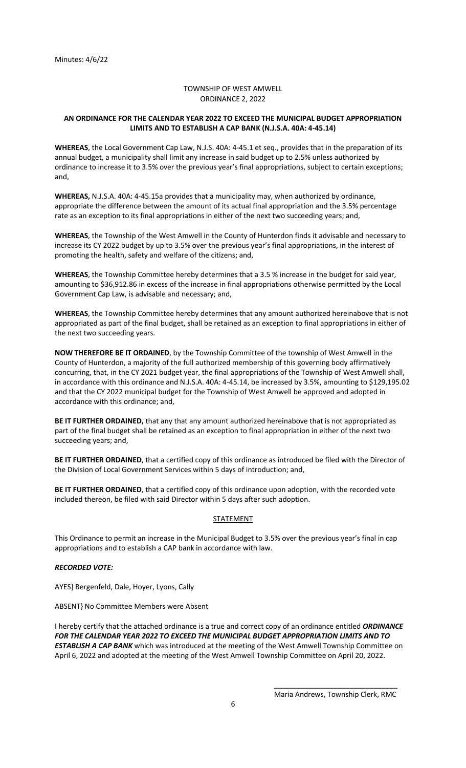Minutes: 4/6/22

TOWNSHIP OF WEST AMWELL
ORDINANCE 2, 2022

**AN ORDINANCE FOR THE CALENDAR YEAR 2022 TO EXCEED THE MUNICIPAL BUDGET APPROPRIATION LIMITS AND TO ESTABLISH A CAP BANK (N.J.S.A. 40A: 4-45.14)**

**WHEREAS**, the Local Government Cap Law, N.J.S. 40A: 4-45.1 et seq., provides that in the preparation of its annual budget, a municipality shall limit any increase in said budget up to 2.5% unless authorized by ordinance to increase it to 3.5% over the previous year's final appropriations, subject to certain exceptions; and,

**WHEREAS,** N.J.S.A. 40A: 4-45.15a provides that a municipality may, when authorized by ordinance, appropriate the difference between the amount of its actual final appropriation and the 3.5% percentage rate as an exception to its final appropriations in either of the next two succeeding years; and,

**WHEREAS**, the Township of the West Amwell in the County of Hunterdon finds it advisable and necessary to increase its CY 2022 budget by up to 3.5% over the previous year's final appropriations, in the interest of promoting the health, safety and welfare of the citizens; and,

**WHEREAS**, the Township Committee hereby determines that a 3.5 % increase in the budget for said year, amounting to $36,912.86 in excess of the increase in final appropriations otherwise permitted by the Local Government Cap Law, is advisable and necessary; and,

**WHEREAS**, the Township Committee hereby determines that any amount authorized hereinabove that is not appropriated as part of the final budget, shall be retained as an exception to final appropriations in either of the next two succeeding years.

**NOW THEREFORE BE IT ORDAINED**, by the Township Committee of the township of West Amwell in the County of Hunterdon, a majority of the full authorized membership of this governing body affirmatively concurring, that, in the CY 2021 budget year, the final appropriations of the Township of West Amwell shall, in accordance with this ordinance and N.J.S.A. 40A: 4-45.14, be increased by 3.5%, amounting to $129,195.02 and that the CY 2022 municipal budget for the Township of West Amwell be approved and adopted in accordance with this ordinance; and,

**BE IT FURTHER ORDAINED,** that any that any amount authorized hereinabove that is not appropriated as part of the final budget shall be retained as an exception to final appropriation in either of the next two succeeding years; and,

**BE IT FURTHER ORDAINED**, that a certified copy of this ordinance as introduced be filed with the Director of the Division of Local Government Services within 5 days of introduction; and,

**BE IT FURTHER ORDAINED**, that a certified copy of this ordinance upon adoption, with the recorded vote included thereon, be filed with said Director within 5 days after such adoption.

STATEMENT

This Ordinance to permit an increase in the Municipal Budget to 3.5% over the previous year's final in cap appropriations and to establish a CAP bank in accordance with law.

***RECORDED VOTE:***

AYES} Bergenfeld, Dale, Hoyer, Lyons, Cally

ABSENT} No Committee Members were Absent

I hereby certify that the attached ordinance is a true and correct copy of an ordinance entitled ***ORDINANCE FOR THE CALENDAR YEAR 2022 TO EXCEED THE MUNICIPAL BUDGET APPROPRIATION LIMITS AND TO ESTABLISH A CAP BANK*** which was introduced at the meeting of the West Amwell Township Committee on April 6, 2022 and adopted at the meeting of the West Amwell Township Committee on April 20, 2022.

\_\_\_\_\_\_\_\_\_\_\_\_\_\_\_\_\_\_\_\_\_\_\_\_\_\_\_\_\_\_\_\_\_
Maria Andrews, Township Clerk, RMC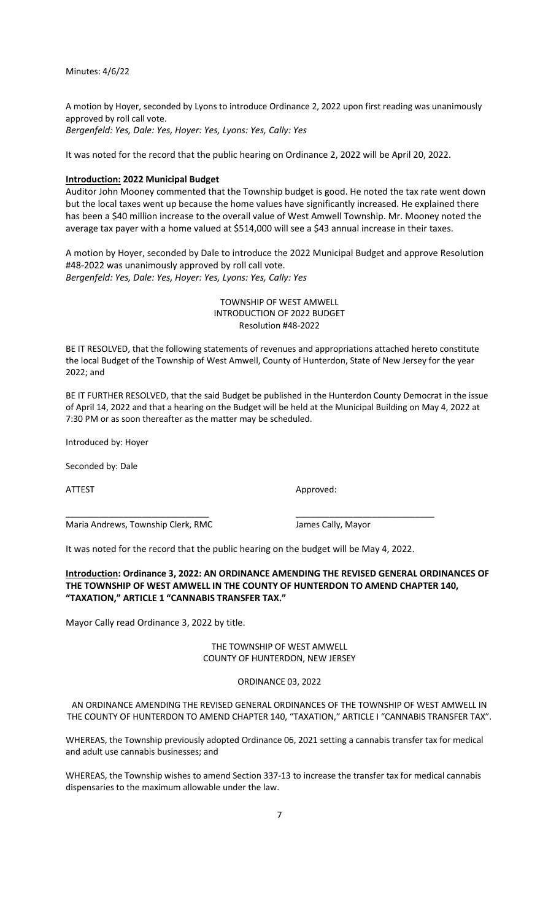Minutes: 4/6/22

A motion by Hoyer, seconded by Lyons to introduce Ordinance 2, 2022 upon first reading was unanimously approved by roll call vote.
*Bergenfeld: Yes, Dale: Yes, Hoyer: Yes, Lyons: Yes, Cally: Yes*

It was noted for the record that the public hearing on Ordinance 2, 2022 will be April 20, 2022.

**Introduction: 2022 Municipal Budget**

Auditor John Mooney commented that the Township budget is good. He noted the tax rate went down but the local taxes went up because the home values have significantly increased. He explained there has been a $40 million increase to the overall value of West Amwell Township. Mr. Mooney noted the average tax payer with a home valued at $514,000 will see a $43 annual increase in their taxes.

A motion by Hoyer, seconded by Dale to introduce the 2022 Municipal Budget and approve Resolution #48-2022 was unanimously approved by roll call vote.
*Bergenfeld: Yes, Dale: Yes, Hoyer: Yes, Lyons: Yes, Cally: Yes*

TOWNSHIP OF WEST AMWELL
INTRODUCTION OF 2022 BUDGET
Resolution #48-2022

BE IT RESOLVED, that the following statements of revenues and appropriations attached hereto constitute the local Budget of the Township of West Amwell, County of Hunterdon, State of New Jersey for the year 2022; and

BE IT FURTHER RESOLVED, that the said Budget be published in the Hunterdon County Democrat in the issue of April 14, 2022 and that a hearing on the Budget will be held at the Municipal Building on May 4, 2022 at 7:30 PM or as soon thereafter as the matter may be scheduled.

Introduced by: Hoyer

Seconded by: Dale

ATTEST Approved:

\_\_\_\_\_\_\_\_\_\_\_\_\_\_\_\_\_\_\_\_\_\_\_\_\_\_\_\_\_\_ \_\_\_\_\_\_\_\_\_\_\_\_\_\_\_\_\_\_\_\_\_\_\_\_\_\_\_\_\_\_

Maria Andrews, Township Clerk, RMC James Cally, Mayor

It was noted for the record that the public hearing on the budget will be May 4, 2022.

**Introduction: Ordinance 3, 2022: AN ORDINANCE AMENDING THE REVISED GENERAL ORDINANCES OF THE TOWNSHIP OF WEST AMWELL IN THE COUNTY OF HUNTERDON TO AMEND CHAPTER 140, "TAXATION," ARTICLE 1 "CANNABIS TRANSFER TAX."**

Mayor Cally read Ordinance 3, 2022 by title.

THE TOWNSHIP OF WEST AMWELL
COUNTY OF HUNTERDON, NEW JERSEY

ORDINANCE 03, 2022

AN ORDINANCE AMENDING THE REVISED GENERAL ORDINANCES OF THE TOWNSHIP OF WEST AMWELL IN THE COUNTY OF HUNTERDON TO AMEND CHAPTER 140, "TAXATION," ARTICLE I "CANNABIS TRANSFER TAX".

WHEREAS, the Township previously adopted Ordinance 06, 2021 setting a cannabis transfer tax for medical and adult use cannabis businesses; and

WHEREAS, the Township wishes to amend Section 337-13 to increase the transfer tax for medical cannabis dispensaries to the maximum allowable under the law.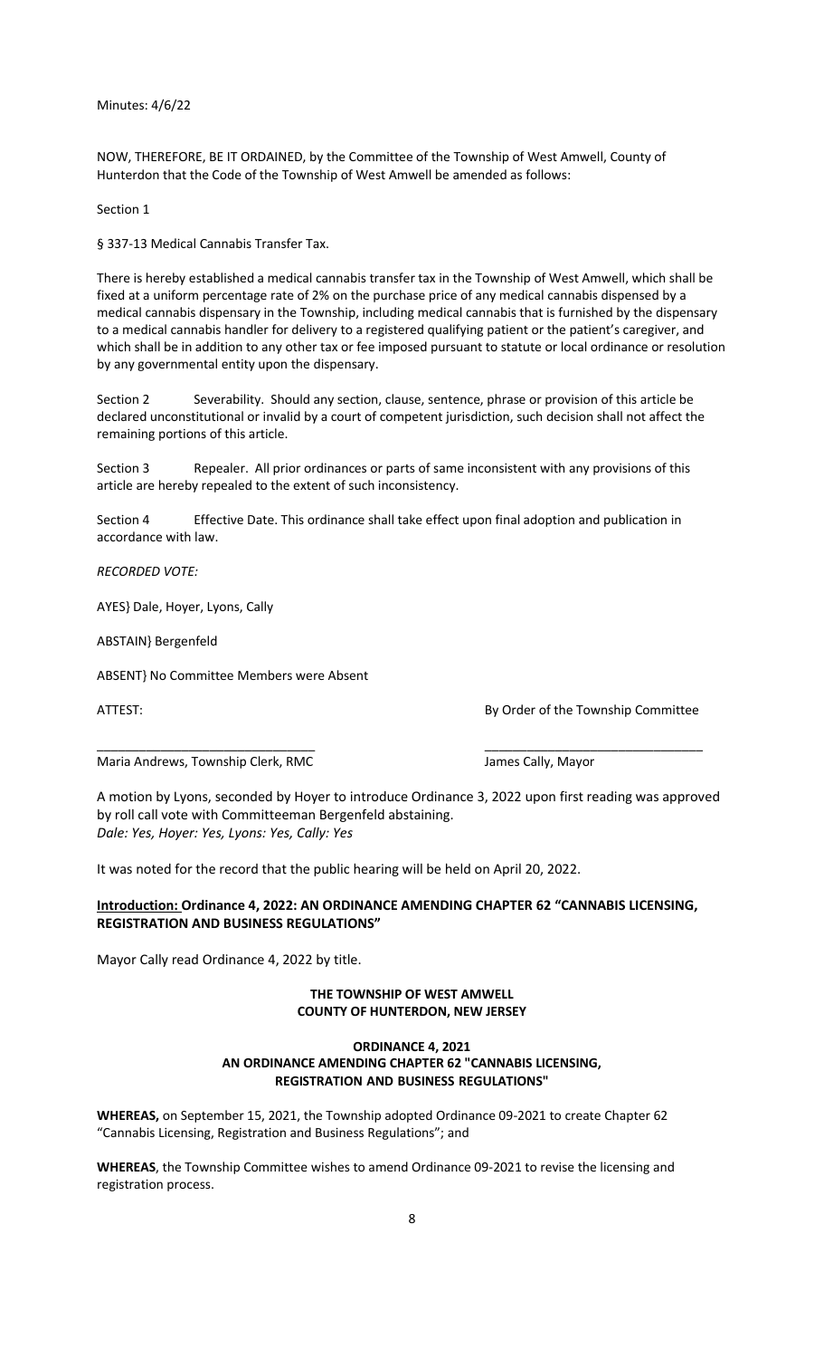Minutes: 4/6/22

NOW, THEREFORE, BE IT ORDAINED, by the Committee of the Township of West Amwell, County of Hunterdon that the Code of the Township of West Amwell be amended as follows:

Section 1

§ 337-13 Medical Cannabis Transfer Tax.

There is hereby established a medical cannabis transfer tax in the Township of West Amwell, which shall be fixed at a uniform percentage rate of 2% on the purchase price of any medical cannabis dispensed by a medical cannabis dispensary in the Township, including medical cannabis that is furnished by the dispensary to a medical cannabis handler for delivery to a registered qualifying patient or the patient's caregiver, and which shall be in addition to any other tax or fee imposed pursuant to statute or local ordinance or resolution by any governmental entity upon the dispensary.

Section 2 Severability. Should any section, clause, sentence, phrase or provision of this article be declared unconstitutional or invalid by a court of competent jurisdiction, such decision shall not affect the remaining portions of this article.

Section 3 Repealer. All prior ordinances or parts of same inconsistent with any provisions of this article are hereby repealed to the extent of such inconsistency.

Section 4 Effective Date. This ordinance shall take effect upon final adoption and publication in accordance with law.

*RECORDED VOTE:*

AYES} Dale, Hoyer, Lyons, Cally

ABSTAIN} Bergenfeld

ABSENT} No Committee Members were Absent

ATTEST: By Order of the Township Committee

_______________________________ _______________________________

Maria Andrews, Township Clerk, RMC James Cally, Mayor

A motion by Lyons, seconded by Hoyer to introduce Ordinance 3, 2022 upon first reading was approved by roll call vote with Committeeman Bergenfeld abstaining.
*Dale: Yes, Hoyer: Yes, Lyons: Yes, Cally: Yes*

It was noted for the record that the public hearing will be held on April 20, 2022.

**<u>Introduction:</u> Ordinance 4, 2022: AN ORDINANCE AMENDING CHAPTER 62 "CANNABIS LICENSING, REGISTRATION AND BUSINESS REGULATIONS"**

Mayor Cally read Ordinance 4, 2022 by title.

**THE TOWNSHIP OF WEST AMWELL**
**COUNTY OF HUNTERDON, NEW JERSEY**

**ORDINANCE 4, 2021**
**AN ORDINANCE AMENDING CHAPTER 62 "CANNABIS LICENSING, REGISTRATION AND BUSINESS REGULATIONS"**

**WHEREAS,** on September 15, 2021, the Township adopted Ordinance 09-2021 to create Chapter 62 "Cannabis Licensing, Registration and Business Regulations"; and

**WHEREAS**, the Township Committee wishes to amend Ordinance 09-2021 to revise the licensing and registration process.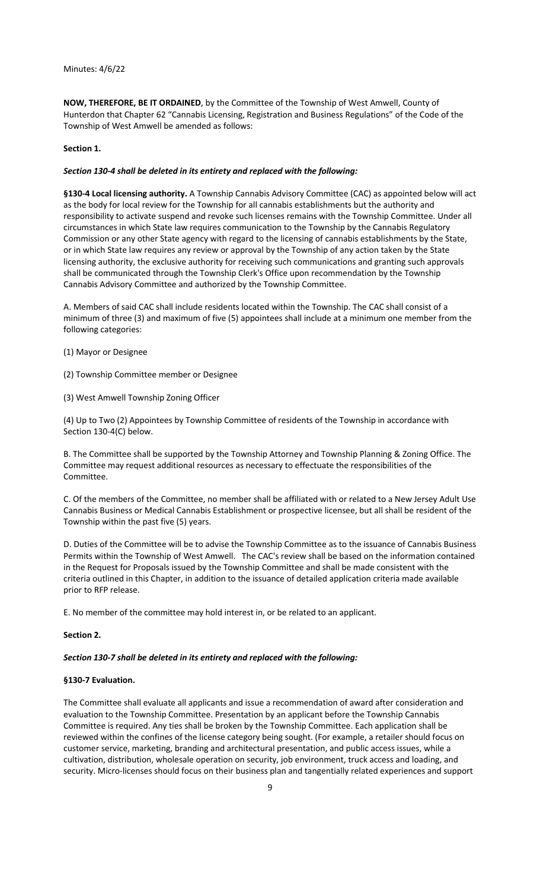Minutes: 4/6/22

**NOW, THEREFORE, BE IT ORDAINED**, by the Committee of the Township of West Amwell, County of Hunterdon that Chapter 62 "Cannabis Licensing, Registration and Business Regulations" of the Code of the Township of West Amwell be amended as follows:

**Section 1.**

***Section 130-4 shall be deleted in its entirety and replaced with the following:***

**§130-4 Local licensing authority.** A Township Cannabis Advisory Committee (CAC) as appointed below will act as the body for local review for the Township for all cannabis establishments but the authority and responsibility to activate suspend and revoke such licenses remains with the Township Committee. Under all circumstances in which State law requires communication to the Township by the Cannabis Regulatory Commission or any other State agency with regard to the licensing of cannabis establishments by the State, or in which State law requires any review or approval by the Township of any action taken by the State licensing authority, the exclusive authority for receiving such communications and granting such approvals shall be communicated through the Township Clerk's Office upon recommendation by the Township Cannabis Advisory Committee and authorized by the Township Committee.

A. Members of said CAC shall include residents located within the Township. The CAC shall consist of a minimum of three (3) and maximum of five (5) appointees shall include at a minimum one member from the following categories:

(1) Mayor or Designee

(2) Township Committee member or Designee

(3) West Amwell Township Zoning Officer

(4) Up to Two (2) Appointees by Township Committee of residents of the Township in accordance with Section 130-4(C) below.

B. The Committee shall be supported by the Township Attorney and Township Planning & Zoning Office. The Committee may request additional resources as necessary to effectuate the responsibilities of the Committee.

C. Of the members of the Committee, no member shall be affiliated with or related to a New Jersey Adult Use Cannabis Business or Medical Cannabis Establishment or prospective licensee, but all shall be resident of the Township within the past five (5) years.

D. Duties of the Committee will be to advise the Township Committee as to the issuance of Cannabis Business Permits within the Township of West Amwell. The CAC's review shall be based on the information contained in the Request for Proposals issued by the Township Committee and shall be made consistent with the criteria outlined in this Chapter, in addition to the issuance of detailed application criteria made available prior to RFP release.

E. No member of the committee may hold interest in, or be related to an applicant.

**Section 2.**

***Section 130-7 shall be deleted in its entirety and replaced with the following:***

**§130-7 Evaluation.**

The Committee shall evaluate all applicants and issue a recommendation of award after consideration and evaluation to the Township Committee. Presentation by an applicant before the Township Cannabis Committee is required. Any ties shall be broken by the Township Committee. Each application shall be reviewed within the confines of the license category being sought. (For example, a retailer should focus on customer service, marketing, branding and architectural presentation, and public access issues, while a cultivation, distribution, wholesale operation on security, job environment, truck access and loading, and security. Micro-licenses should focus on their business plan and tangentially related experiences and support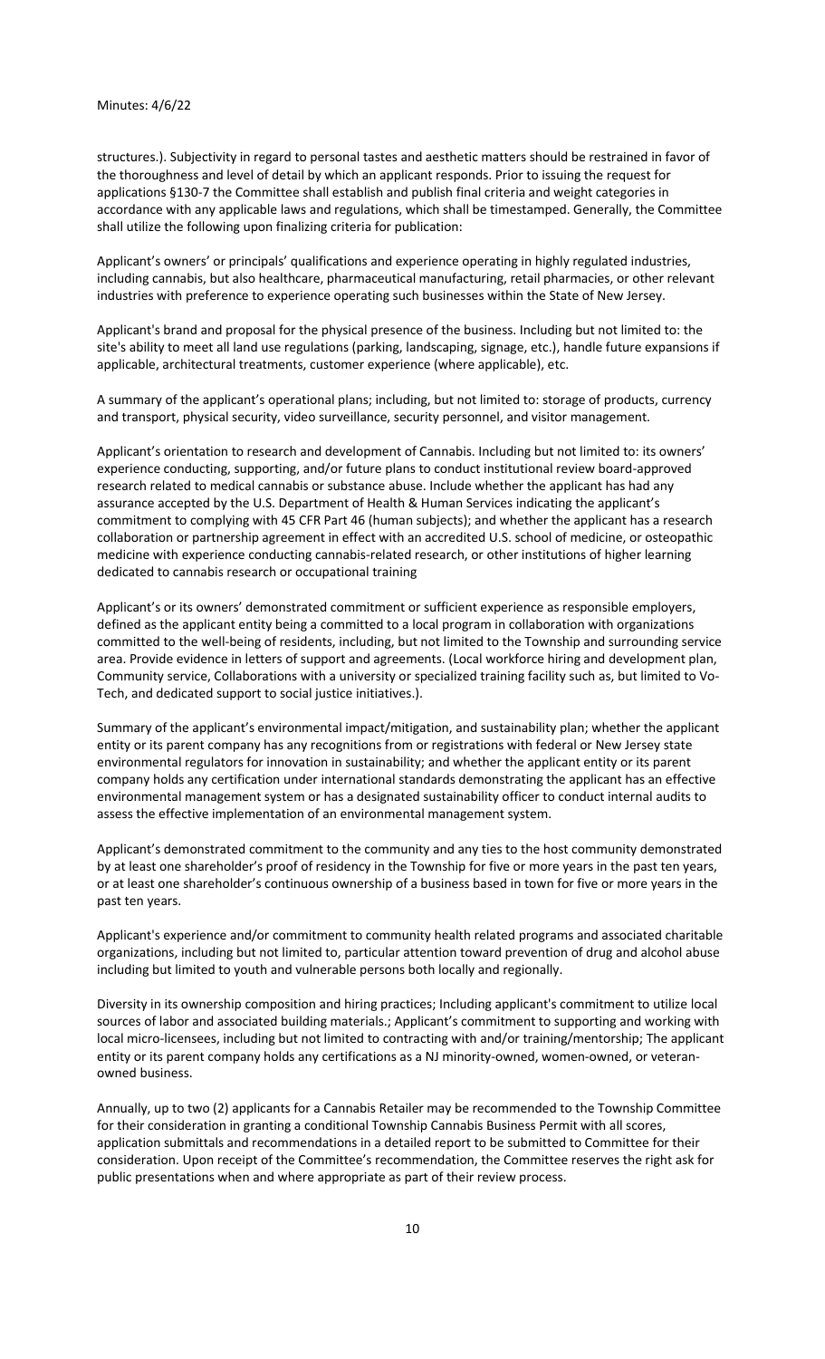structures.). Subjectivity in regard to personal tastes and aesthetic matters should be restrained in favor of the thoroughness and level of detail by which an applicant responds. Prior to issuing the request for applications §130-7 the Committee shall establish and publish final criteria and weight categories in accordance with any applicable laws and regulations, which shall be timestamped. Generally, the Committee shall utilize the following upon finalizing criteria for publication:

Applicant's owners' or principals' qualifications and experience operating in highly regulated industries, including cannabis, but also healthcare, pharmaceutical manufacturing, retail pharmacies, or other relevant industries with preference to experience operating such businesses within the State of New Jersey.

Applicant's brand and proposal for the physical presence of the business. Including but not limited to: the site's ability to meet all land use regulations (parking, landscaping, signage, etc.), handle future expansions if applicable, architectural treatments, customer experience (where applicable), etc.

A summary of the applicant's operational plans; including, but not limited to: storage of products, currency and transport, physical security, video surveillance, security personnel, and visitor management.

Applicant's orientation to research and development of Cannabis. Including but not limited to: its owners' experience conducting, supporting, and/or future plans to conduct institutional review board-approved research related to medical cannabis or substance abuse. Include whether the applicant has had any assurance accepted by the U.S. Department of Health & Human Services indicating the applicant's commitment to complying with 45 CFR Part 46 (human subjects); and whether the applicant has a research collaboration or partnership agreement in effect with an accredited U.S. school of medicine, or osteopathic medicine with experience conducting cannabis-related research, or other institutions of higher learning dedicated to cannabis research or occupational training

Applicant's or its owners' demonstrated commitment or sufficient experience as responsible employers, defined as the applicant entity being a committed to a local program in collaboration with organizations committed to the well-being of residents, including, but not limited to the Township and surrounding service area. Provide evidence in letters of support and agreements. (Local workforce hiring and development plan, Community service, Collaborations with a university or specialized training facility such as, but limited to Vo-Tech, and dedicated support to social justice initiatives.).

Summary of the applicant's environmental impact/mitigation, and sustainability plan; whether the applicant entity or its parent company has any recognitions from or registrations with federal or New Jersey state environmental regulators for innovation in sustainability; and whether the applicant entity or its parent company holds any certification under international standards demonstrating the applicant has an effective environmental management system or has a designated sustainability officer to conduct internal audits to assess the effective implementation of an environmental management system.

Applicant's demonstrated commitment to the community and any ties to the host community demonstrated by at least one shareholder's proof of residency in the Township for five or more years in the past ten years, or at least one shareholder's continuous ownership of a business based in town for five or more years in the past ten years.

Applicant's experience and/or commitment to community health related programs and associated charitable organizations, including but not limited to, particular attention toward prevention of drug and alcohol abuse including but limited to youth and vulnerable persons both locally and regionally.

Diversity in its ownership composition and hiring practices; Including applicant's commitment to utilize local sources of labor and associated building materials.; Applicant's commitment to supporting and working with local micro-licensees, including but not limited to contracting with and/or training/mentorship; The applicant entity or its parent company holds any certifications as a NJ minority-owned, women-owned, or veteran-owned business.

Annually, up to two (2) applicants for a Cannabis Retailer may be recommended to the Township Committee for their consideration in granting a conditional Township Cannabis Business Permit with all scores, application submittals and recommendations in a detailed report to be submitted to Committee for their consideration. Upon receipt of the Committee's recommendation, the Committee reserves the right ask for public presentations when and where appropriate as part of their review process.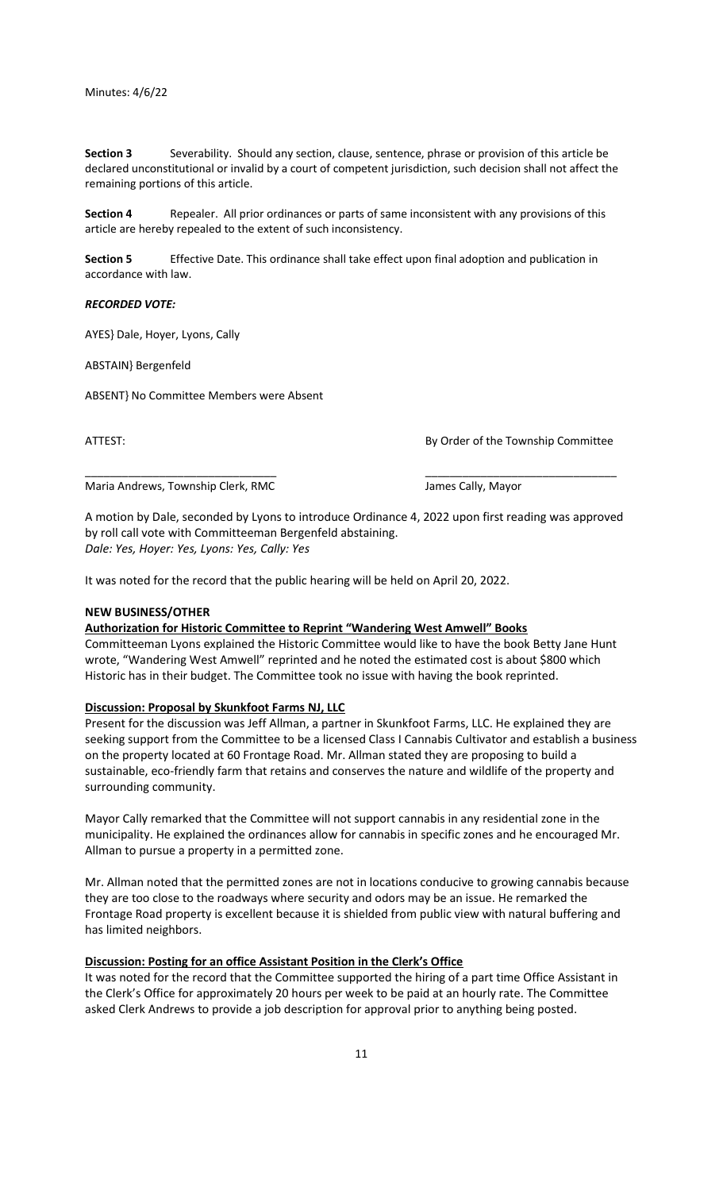Minutes: 4/6/22

**Section 3** Severability. Should any section, clause, sentence, phrase or provision of this article be declared unconstitutional or invalid by a court of competent jurisdiction, such decision shall not affect the remaining portions of this article.

**Section 4** Repealer. All prior ordinances or parts of same inconsistent with any provisions of this article are hereby repealed to the extent of such inconsistency.

**Section 5** Effective Date. This ordinance shall take effect upon final adoption and publication in accordance with law.

***RECORDED VOTE:***

AYES} Dale, Hoyer, Lyons, Cally

ABSTAIN} Bergenfeld

ABSENT} No Committee Members were Absent

ATTEST: By Order of the Township Committee

_______________________________ _______________________________

Maria Andrews, Township Clerk, RMC James Cally, Mayor

A motion by Dale, seconded by Lyons to introduce Ordinance 4, 2022 upon first reading was approved by roll call vote with Committeeman Bergenfeld abstaining.
*Dale: Yes, Hoyer: Yes, Lyons: Yes, Cally: Yes*

It was noted for the record that the public hearing will be held on April 20, 2022.

**NEW BUSINESS/OTHER**

**Authorization for Historic Committee to Reprint "Wandering West Amwell" Books**

Committeeman Lyons explained the Historic Committee would like to have the book Betty Jane Hunt wrote, "Wandering West Amwell" reprinted and he noted the estimated cost is about $800 which Historic has in their budget. The Committee took no issue with having the book reprinted.

**Discussion: Proposal by Skunkfoot Farms NJ, LLC**

Present for the discussion was Jeff Allman, a partner in Skunkfoot Farms, LLC. He explained they are seeking support from the Committee to be a licensed Class I Cannabis Cultivator and establish a business on the property located at 60 Frontage Road. Mr. Allman stated they are proposing to build a sustainable, eco-friendly farm that retains and conserves the nature and wildlife of the property and surrounding community.

Mayor Cally remarked that the Committee will not support cannabis in any residential zone in the municipality. He explained the ordinances allow for cannabis in specific zones and he encouraged Mr. Allman to pursue a property in a permitted zone.

Mr. Allman noted that the permitted zones are not in locations conducive to growing cannabis because they are too close to the roadways where security and odors may be an issue. He remarked the Frontage Road property is excellent because it is shielded from public view with natural buffering and has limited neighbors.

**Discussion: Posting for an office Assistant Position in the Clerk's Office**

It was noted for the record that the Committee supported the hiring of a part time Office Assistant in the Clerk's Office for approximately 20 hours per week to be paid at an hourly rate. The Committee asked Clerk Andrews to provide a job description for approval prior to anything being posted.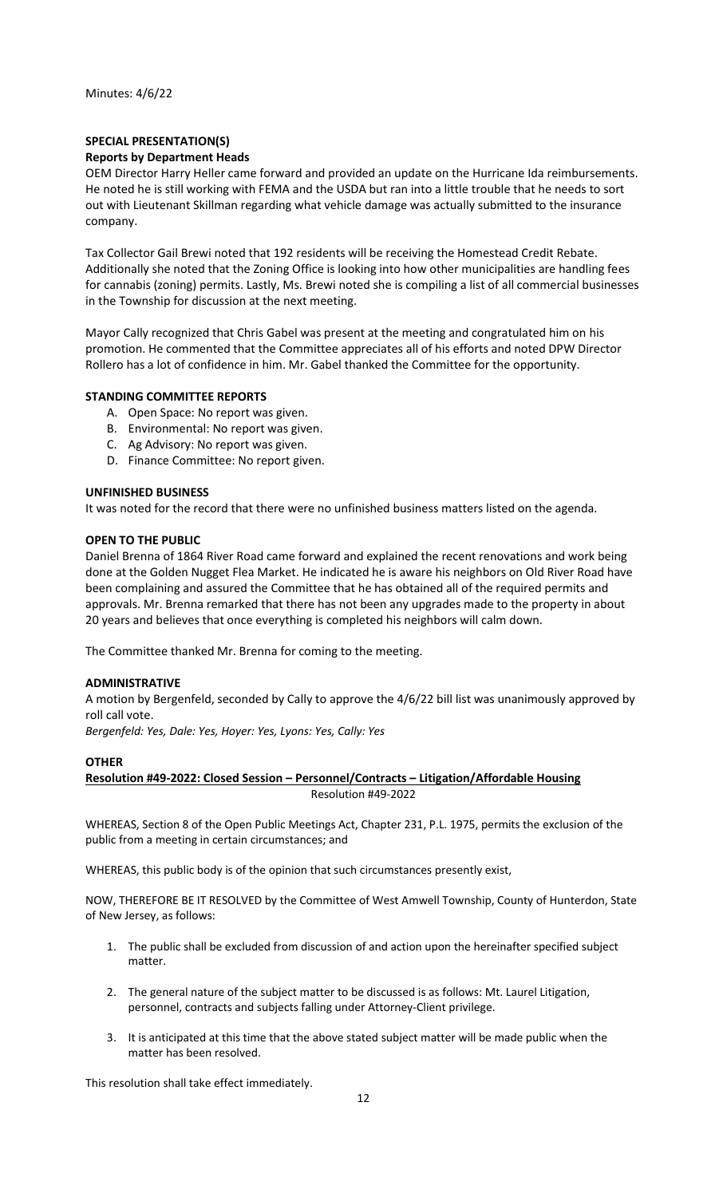Minutes: 4/6/22

**SPECIAL PRESENTATION(S)**

**Reports by Department Heads**

OEM Director Harry Heller came forward and provided an update on the Hurricane Ida reimbursements. He noted he is still working with FEMA and the USDA but ran into a little trouble that he needs to sort out with Lieutenant Skillman regarding what vehicle damage was actually submitted to the insurance company.

Tax Collector Gail Brewi noted that 192 residents will be receiving the Homestead Credit Rebate. Additionally she noted that the Zoning Office is looking into how other municipalities are handling fees for cannabis (zoning) permits. Lastly, Ms. Brewi noted she is compiling a list of all commercial businesses in the Township for discussion at the next meeting.

Mayor Cally recognized that Chris Gabel was present at the meeting and congratulated him on his promotion. He commented that the Committee appreciates all of his efforts and noted DPW Director Rollero has a lot of confidence in him. Mr. Gabel thanked the Committee for the opportunity.

**STANDING COMMITTEE REPORTS**

A. Open Space: No report was given.
B. Environmental: No report was given.
C. Ag Advisory: No report was given.
D. Finance Committee: No report given.

**UNFINISHED BUSINESS**

It was noted for the record that there were no unfinished business matters listed on the agenda.

**OPEN TO THE PUBLIC**

Daniel Brenna of 1864 River Road came forward and explained the recent renovations and work being done at the Golden Nugget Flea Market. He indicated he is aware his neighbors on Old River Road have been complaining and assured the Committee that he has obtained all of the required permits and approvals. Mr. Brenna remarked that there has not been any upgrades made to the property in about 20 years and believes that once everything is completed his neighbors will calm down.

The Committee thanked Mr. Brenna for coming to the meeting.

**ADMINISTRATIVE**

A motion by Bergenfeld, seconded by Cally to approve the 4/6/22 bill list was unanimously approved by roll call vote.

*Bergenfeld: Yes, Dale: Yes, Hoyer: Yes, Lyons: Yes, Cally: Yes*

**OTHER**

**Resolution #49-2022: Closed Session – Personnel/Contracts – Litigation/Affordable Housing**

Resolution #49-2022

WHEREAS, Section 8 of the Open Public Meetings Act, Chapter 231, P.L. 1975, permits the exclusion of the public from a meeting in certain circumstances; and

WHEREAS, this public body is of the opinion that such circumstances presently exist,

NOW, THEREFORE BE IT RESOLVED by the Committee of West Amwell Township, County of Hunterdon, State of New Jersey, as follows:

1. The public shall be excluded from discussion of and action upon the hereinafter specified subject matter.
2. The general nature of the subject matter to be discussed is as follows: Mt. Laurel Litigation, personnel, contracts and subjects falling under Attorney-Client privilege.
3. It is anticipated at this time that the above stated subject matter will be made public when the matter has been resolved.

This resolution shall take effect immediately.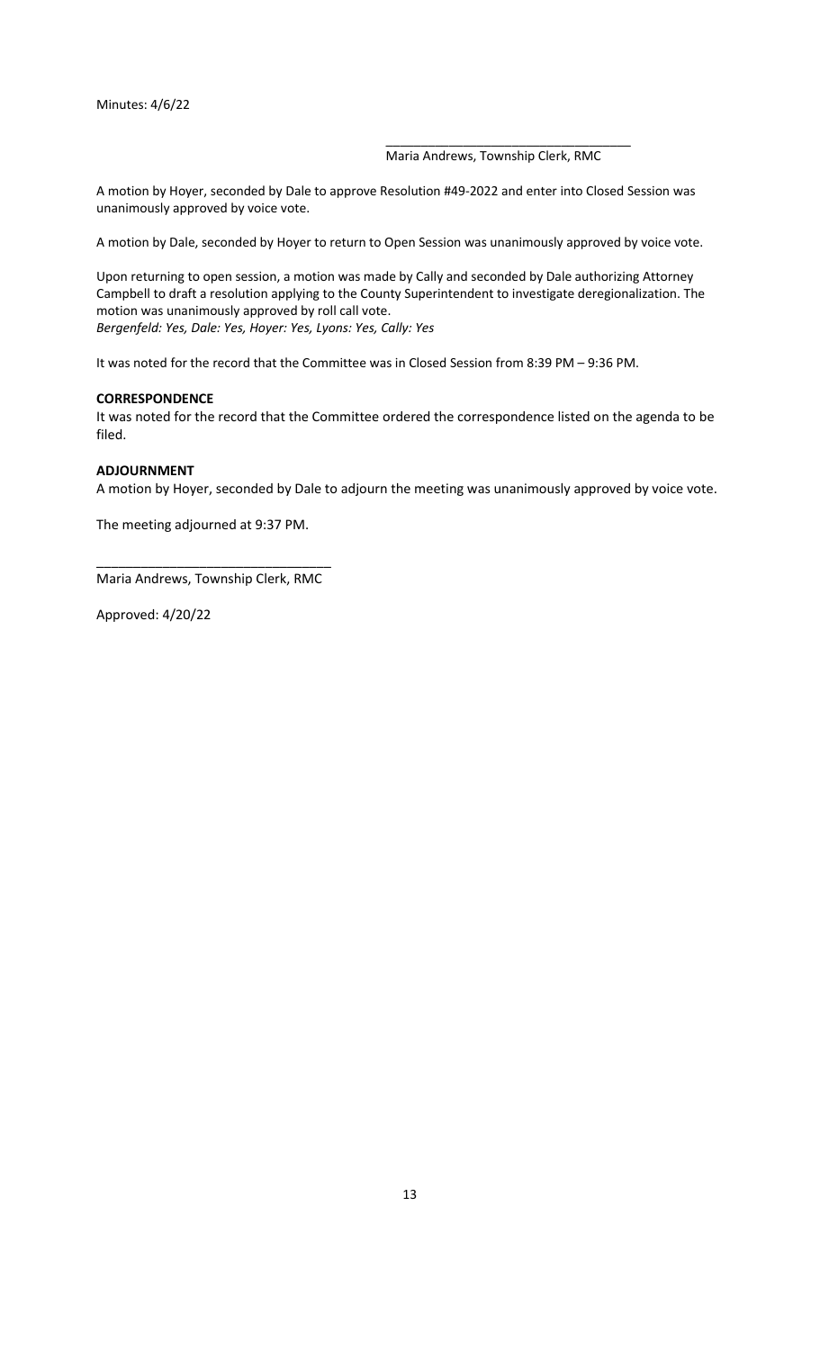Minutes: 4/6/22

\_\_\_\_\_\_\_\_\_\_\_\_\_\_\_\_\_\_\_\_\_\_\_\_\_\_\_\_\_\_\_\_\_\_\_

Maria Andrews, Township Clerk, RMC

A motion by Hoyer, seconded by Dale to approve Resolution #49-2022 and enter into Closed Session was unanimously approved by voice vote.

A motion by Dale, seconded by Hoyer to return to Open Session was unanimously approved by voice vote.

Upon returning to open session, a motion was made by Cally and seconded by Dale authorizing Attorney Campbell to draft a resolution applying to the County Superintendent to investigate deregionalization. The motion was unanimously approved by roll call vote.
*Bergenfeld: Yes, Dale: Yes, Hoyer: Yes, Lyons: Yes, Cally: Yes*

It was noted for the record that the Committee was in Closed Session from 8:39 PM – 9:36 PM.

**CORRESPONDENCE**
It was noted for the record that the Committee ordered the correspondence listed on the agenda to be filed.

**ADJOURNMENT**
A motion by Hoyer, seconded by Dale to adjourn the meeting was unanimously approved by voice vote.

The meeting adjourned at 9:37 PM.

\_\_\_\_\_\_\_\_\_\_\_\_\_\_\_\_\_\_\_\_\_\_\_\_\_\_\_\_\_\_\_\_\_\_\_

Maria Andrews, Township Clerk, RMC

Approved: 4/20/22